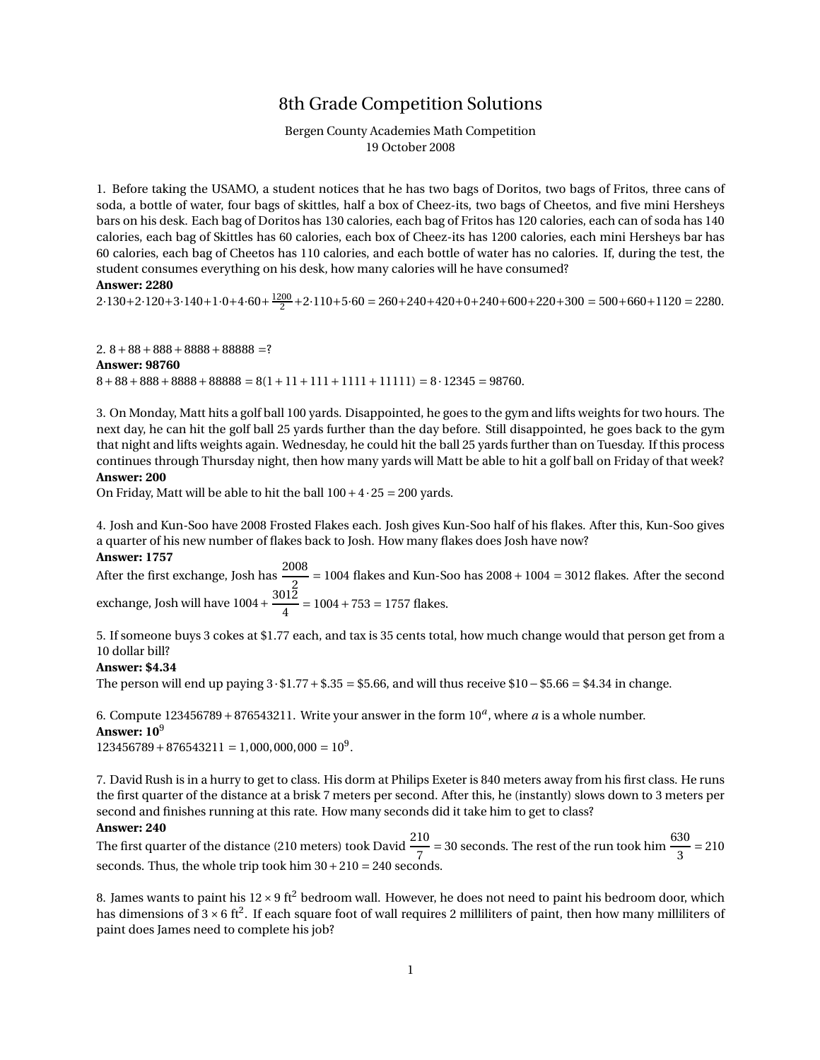# 8th Grade Competition Solutions

Bergen County Academies Math Competition
19 October 2008

1. Before taking the USAMO, a student notices that he has two bags of Doritos, two bags of Fritos, three cans of soda, a bottle of water, four bags of skittles, half a box of Cheez-its, two bags of Cheetos, and five mini Hersheys bars on his desk. Each bag of Doritos has 130 calories, each bag of Fritos has 120 calories, each can of soda has 140 calories, each bag of Skittles has 60 calories, each box of Cheez-its has 1200 calories, each mini Hersheys bar has 60 calories, each bag of Cheetos has 110 calories, and each bottle of water has no calories. If, during the test, the student consumes everything on his desk, how many calories will he have consumed?

**Answer: 2280**

$2\cdot130+2\cdot120+3\cdot140+1\cdot0+4\cdot60+\frac{1200}{2}+2\cdot110+5\cdot60 = 260+240+420+0+240+600+220+300 = 500+660+1120 = 2280.$

2. $8+88+888+8888+88888 = ?$

**Answer: 98760**

$8+88+888+8888+88888 = 8(1+11+111+1111+11111) = 8\cdot12345 = 98760.$

3. On Monday, Matt hits a golf ball 100 yards. Disappointed, he goes to the gym and lifts weights for two hours. The next day, he can hit the golf ball 25 yards further than the day before. Still disappointed, he goes back to the gym that night and lifts weights again. Wednesday, he could hit the ball 25 yards further than on Tuesday. If this process continues through Thursday night, then how many yards will Matt be able to hit a golf ball on Friday of that week?

**Answer: 200**

On Friday, Matt will be able to hit the ball $100+4\cdot25 = 200$ yards.

4. Josh and Kun-Soo have 2008 Frosted Flakes each. Josh gives Kun-Soo half of his flakes. After this, Kun-Soo gives a quarter of his new number of flakes back to Josh. How many flakes does Josh have now?

**Answer: 1757**

After the first exchange, Josh has $\frac{2008}{2} = 1004$ flakes and Kun-Soo has $2008+1004 = 3012$ flakes. After the second exchange, Josh will have $1004+\frac{3012}{4} = 1004+753 = 1757$ flakes.

5. If someone buys 3 cokes at \$1.77 each, and tax is 35 cents total, how much change would that person get from a 10 dollar bill?

**Answer: \$4.34**

The person will end up paying $3\cdot\$1.77+\$.35 = \$5.66$, and will thus receive $\$10-\$5.66 = \$4.34$ in change.

6. Compute $123456789+876543211$. Write your answer in the form $10^a$, where $a$ is a whole number.

**Answer: $10^9$**

$123456789+876543211 = 1{,}000{,}000{,}000 = 10^9.$

7. David Rush is in a hurry to get to class. His dorm at Philips Exeter is 840 meters away from his first class. He runs the first quarter of the distance at a brisk 7 meters per second. After this, he (instantly) slows down to 3 meters per second and finishes running at this rate. How many seconds did it take him to get to class?

**Answer: 240**

The first quarter of the distance (210 meters) took David $\frac{210}{7} = 30$ seconds. The rest of the run took him $\frac{630}{3} = 210$ seconds. Thus, the whole trip took him $30+210 = 240$ seconds.

8. James wants to paint his $12\times9$ ft$^2$ bedroom wall. However, he does not need to paint his bedroom door, which has dimensions of $3\times6$ ft$^2$. If each square foot of wall requires 2 milliliters of paint, then how many milliliters of paint does James need to complete his job?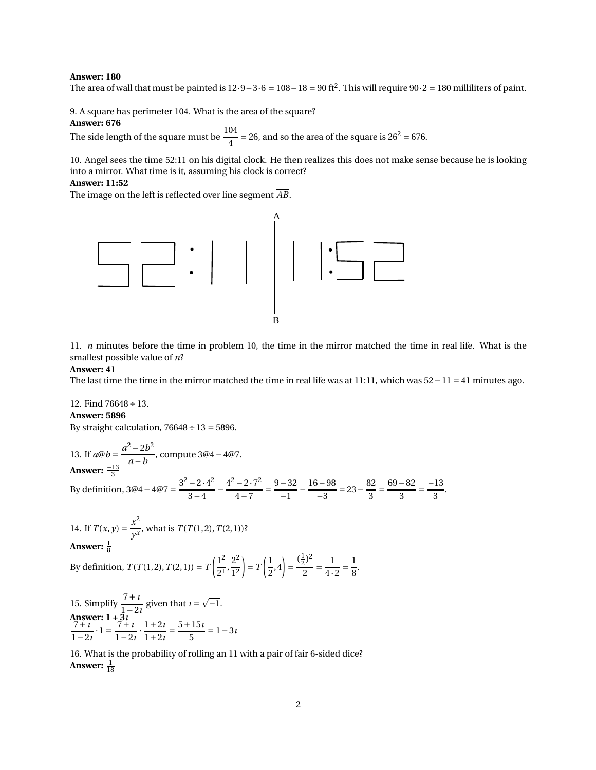**Answer: 180**

The area of wall that must be painted is $12 \cdot 9 - 3 \cdot 6 = 108 - 18 = 90$ ft$^2$. This will require $90 \cdot 2 = 180$ milliliters of paint.

9. A square has perimeter 104. What is the area of the square?

**Answer: 676**

The side length of the square must be $\frac{104}{4} = 26$, and so the area of the square is $26^2 = 676$.

10. Angel sees the time 52:11 on his digital clock. He then realizes this does not make sense because he is looking into a mirror. What time is it, assuming his clock is correct?

**Answer: 11:52**

The image on the left is reflected over line segment $\overline{AB}$.

11. $n$ minutes before the time in problem 10, the time in the mirror matched the time in real life. What is the smallest possible value of $n$?

**Answer: 41**

The last time the time in the mirror matched the time in real life was at 11:11, which was $52 - 11 = 41$ minutes ago.

12. Find $76648 \div 13$.

**Answer: 5896**

By straight calculation, $76648 \div 13 = 5896$.

13. If $a@b = \dfrac{a^2 - 2b^2}{a - b}$, compute $3@4 - 4@7$.

**Answer:** $\frac{-13}{3}$

By definition, $3@4 - 4@7 = \dfrac{3^2 - 2 \cdot 4^2}{3 - 4} - \dfrac{4^2 - 2 \cdot 7^2}{4 - 7} = \dfrac{9 - 32}{-1} - \dfrac{16 - 98}{-3} = 23 - \dfrac{82}{3} = \dfrac{69 - 82}{3} = \dfrac{-13}{3}$.

14. If $T(x, y) = \dfrac{x^2}{y^x}$, what is $T(T(1,2), T(2,1))$?

**Answer:** $\frac{1}{8}$

By definition, $T(T(1,2), T(2,1)) = T\left(\dfrac{1^2}{2^1}, \dfrac{2^2}{1^2}\right) = T\left(\dfrac{1}{2}, 4\right) = \dfrac{(\frac{1}{2})^2}{2} = \dfrac{1}{4 \cdot 2} = \dfrac{1}{8}$.

15. Simplify $\dfrac{7 + \imath}{1 - 2\imath}$ given that $\imath = \sqrt{-1}$.

**Answer: $1 + 3\imath$**

$$\frac{7 + \imath}{1 - 2\imath} \cdot 1 = \frac{7 + \imath}{1 - 2\imath} \cdot \frac{1 + 2\imath}{1 + 2\imath} = \frac{5 + 15\imath}{5} = 1 + 3\imath$$

16. What is the probability of rolling an 11 with a pair of fair 6-sided dice?

**Answer:** $\frac{1}{18}$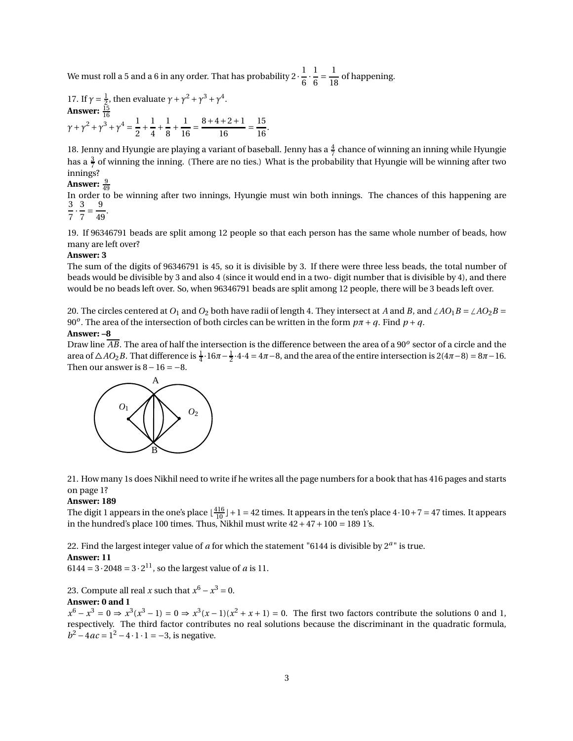We must roll a 5 and a 6 in any order. That has probability $2 \cdot \frac{1}{6} \cdot \frac{1}{6} = \frac{1}{18}$ of happening.

17. If $\gamma = \frac{1}{2}$, then evaluate $\gamma + \gamma^2 + \gamma^3 + \gamma^4$.
**Answer:** $\frac{15}{16}$
$\gamma + \gamma^2 + \gamma^3 + \gamma^4 = \frac{1}{2} + \frac{1}{4} + \frac{1}{8} + \frac{1}{16} = \frac{8+4+2+1}{16} = \frac{15}{16}$.

18. Jenny and Hyungie are playing a variant of baseball. Jenny has a $\frac{4}{7}$ chance of winning an inning while Hyungie has a $\frac{3}{7}$ of winning the inning. (There are no ties.) What is the probability that Hyungie will be winning after two innings?
**Answer:** $\frac{9}{49}$
In order to be winning after two innings, Hyungie must win both innings. The chances of this happening are $\frac{3}{7} \cdot \frac{3}{7} = \frac{9}{49}$.

19. If 96346791 beads are split among 12 people so that each person has the same whole number of beads, how many are left over?
**Answer: 3**
The sum of the digits of 96346791 is 45, so it is divisible by 3. If there were three less beads, the total number of beads would be divisible by 3 and also 4 (since it would end in a two- digit number that is divisible by 4), and there would be no beads left over. So, when 96346791 beads are split among 12 people, there will be 3 beads left over.

20. The circles centered at $O_1$ and $O_2$ both have radii of length 4. They intersect at $A$ and $B$, and $\angle AO_1B = \angle AO_2B = 90^o$. The area of the intersection of both circles can be written in the form $p\pi + q$. Find $p + q$.
**Answer: –8**
Draw line $\overline{AB}$. The area of half the intersection is the difference between the area of a $90^o$ sector of a circle and the area of $\triangle AO_2B$. That difference is $\frac{1}{4} \cdot 16\pi - \frac{1}{2} \cdot 4 \cdot 4 = 4\pi - 8$, and the area of the entire intersection is $2(4\pi - 8) = 8\pi - 16$. Then our answer is $8 - 16 = -8$.

21. How many 1s does Nikhil need to write if he writes all the page numbers for a book that has 416 pages and starts on page 1?
**Answer: 189**
The digit 1 appears in the one's place $\lfloor \frac{416}{10} \rfloor + 1 = 42$ times. It appears in the ten's place $4 \cdot 10 + 7 = 47$ times. It appears in the hundred's place 100 times. Thus, Nikhil must write $42 + 47 + 100 = 189$ 1's.

22. Find the largest integer value of $a$ for which the statement "6144 is divisible by $2^a$" is true.
**Answer: 11**
$6144 = 3 \cdot 2048 = 3 \cdot 2^{11}$, so the largest value of $a$ is 11.

23. Compute all real $x$ such that $x^6 - x^3 = 0$.
**Answer: 0 and 1**
$x^6 - x^3 = 0 \Rightarrow x^3(x^3 - 1) = 0 \Rightarrow x^3(x-1)(x^2 + x + 1) = 0$. The first two factors contribute the solutions 0 and 1, respectively. The third factor contributes no real solutions because the discriminant in the quadratic formula, $b^2 - 4ac = 1^2 - 4 \cdot 1 \cdot 1 = -3$, is negative.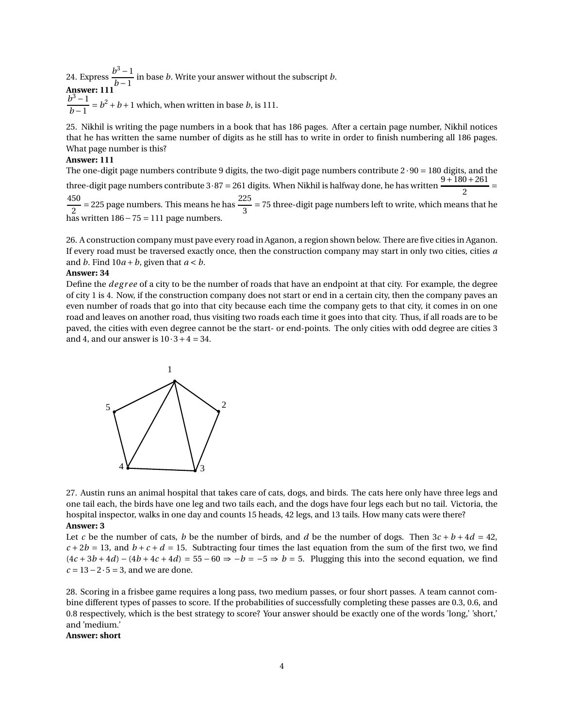24. Express $\frac{b^3-1}{b-1}$ in base $b$. Write your answer without the subscript $b$.

**Answer: 111**

$\frac{b^3-1}{b-1} = b^2+b+1$ which, when written in base $b$, is 111.

25. Nikhil is writing the page numbers in a book that has 186 pages. After a certain page number, Nikhil notices that he has written the same number of digits as he still has to write in order to finish numbering all 186 pages. What page number is this?

**Answer: 111**

The one-digit page numbers contribute 9 digits, the two-digit page numbers contribute $2 \cdot 90 = 180$ digits, and the three-digit page numbers contribute $3 \cdot 87 = 261$ digits. When Nikhil is halfway done, he has written $\frac{9+180+261}{2} = \frac{450}{2} = 225$ page numbers. This means he has $\frac{225}{3} = 75$ three-digit page numbers left to write, which means that he has written $186 - 75 = 111$ page numbers.

26. A construction company must pave every road in Aganon, a region shown below. There are five cities in Aganon. If every road must be traversed exactly once, then the construction company may start in only two cities, cities $a$ and $b$. Find $10a+b$, given that $a<b$.

**Answer: 34**

Define the *degree* of a city to be the number of roads that have an endpoint at that city. For example, the degree of city 1 is 4. Now, if the construction company does not start or end in a certain city, then the company paves an even number of roads that go into that city because each time the company gets to that city, it comes in on one road and leaves on another road, thus visiting two roads each time it goes into that city. Thus, if all roads are to be paved, the cities with even degree cannot be the start- or end-points. The only cities with odd degree are cities 3 and 4, and our answer is $10 \cdot 3 + 4 = 34$.

27. Austin runs an animal hospital that takes care of cats, dogs, and birds. The cats here only have three legs and one tail each, the birds have one leg and two tails each, and the dogs have four legs each but no tail. Victoria, the hospital inspector, walks in one day and counts 15 heads, 42 legs, and 13 tails. How many cats were there?

**Answer: 3**

Let $c$ be the number of cats, $b$ be the number of birds, and $d$ be the number of dogs. Then $3c+b+4d=42$, $c+2b=13$, and $b+c+d=15$. Subtracting four times the last equation from the sum of the first two, we find $(4c+3b+4d)-(4b+4c+4d) = 55-60 \Rightarrow -b=-5 \Rightarrow b=5$. Plugging this into the second equation, we find $c = 13 - 2 \cdot 5 = 3$, and we are done.

28. Scoring in a frisbee game requires a long pass, two medium passes, or four short passes. A team cannot combine different types of passes to score. If the probabilities of successfully completing these passes are 0.3, 0.6, and 0.8 respectively, which is the best strategy to score? Your answer should be exactly one of the words 'long,' 'short,' and 'medium.'

**Answer: short**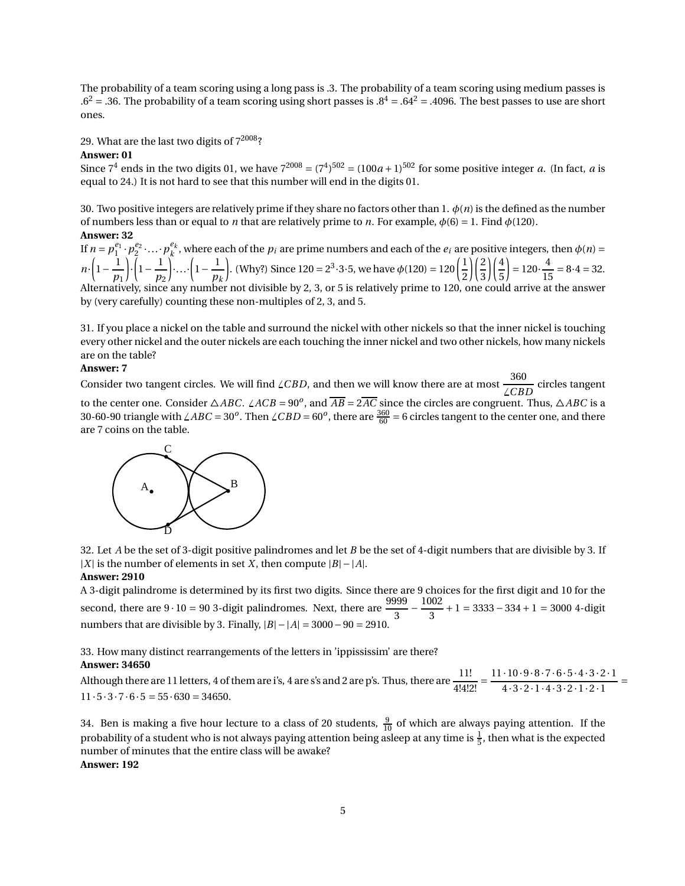The probability of a team scoring using a long pass is .3. The probability of a team scoring using medium passes is $.6^2 = .36$. The probability of a team scoring using short passes is $.8^4 = .64^2 = .4096$. The best passes to use are short ones.

29. What are the last two digits of $7^{2008}$?

**Answer: 01**

Since $7^4$ ends in the two digits 01, we have $7^{2008} = (7^4)^{502} = (100a+1)^{502}$ for some positive integer $a$. (In fact, $a$ is equal to 24.) It is not hard to see that this number will end in the digits 01.

30. Two positive integers are relatively prime if they share no factors other than 1. $\phi(n)$ is the defined as the number of numbers less than or equal to $n$ that are relatively prime to $n$. For example, $\phi(6) = 1$. Find $\phi(120)$.

**Answer: 32**

If $n = p_1^{e_1} \cdot p_2^{e_2} \cdot \ldots \cdot p_k^{e_k}$, where each of the $p_i$ are prime numbers and each of the $e_i$ are positive integers, then $\phi(n) = n \cdot \left(1 - \frac{1}{p_1}\right) \cdot \left(1 - \frac{1}{p_2}\right) \cdot \ldots \cdot \left(1 - \frac{1}{p_k}\right)$. (Why?) Since $120 = 2^3 \cdot 3 \cdot 5$, we have $\phi(120) = 120\left(\frac{1}{2}\right)\left(\frac{2}{3}\right)\left(\frac{4}{5}\right) = 120 \cdot \frac{4}{15} = 8 \cdot 4 = 32$. Alternatively, since any number not divisible by 2, 3, or 5 is relatively prime to 120, one could arrive at the answer by (very carefully) counting these non-multiples of 2, 3, and 5.

31. If you place a nickel on the table and surround the nickel with other nickels so that the inner nickel is touching every other nickel and the outer nickels are each touching the inner nickel and two other nickels, how many nickels are on the table?

**Answer: 7**

Consider two tangent circles. We will find $\angle CBD$, and then we will know there are at most $\frac{360}{\angle CBD}$ circles tangent to the center one. Consider $\triangle ABC$. $\angle ACB = 90^o$, and $\overline{AB} = 2\overline{AC}$ since the circles are congruent. Thus, $\triangle ABC$ is a 30-60-90 triangle with $\angle ABC = 30^o$. Then $\angle CBD = 60^o$, there are $\frac{360}{60} = 6$ circles tangent to the center one, and there are 7 coins on the table.

32. Let $A$ be the set of 3-digit positive palindromes and let $B$ be the set of 4-digit numbers that are divisible by 3. If $|X|$ is the number of elements in set $X$, then compute $|B| - |A|$.

**Answer: 2910**

A 3-digit palindrome is determined by its first two digits. Since there are 9 choices for the first digit and 10 for the second, there are $9 \cdot 10 = 90$ 3-digit palindromes. Next, there are $\frac{9999}{3} - \frac{1002}{3} + 1 = 3333 - 334 + 1 = 3000$ 4-digit numbers that are divisible by 3. Finally, $|B| - |A| = 3000 - 90 = 2910$.

33. How many distinct rearrangements of the letters in 'ippississim' are there?

**Answer: 34650**

Although there are 11 letters, 4 of them are i's, 4 are s's and 2 are p's. Thus, there are $\frac{11!}{4!4!2!} = \frac{11 \cdot 10 \cdot 9 \cdot 8 \cdot 7 \cdot 6 \cdot 5 \cdot 4 \cdot 3 \cdot 2 \cdot 1}{4 \cdot 3 \cdot 2 \cdot 1 \cdot 4 \cdot 3 \cdot 2 \cdot 1 \cdot 2 \cdot 1} = 11 \cdot 5 \cdot 3 \cdot 7 \cdot 6 \cdot 5 = 55 \cdot 630 = 34650$.

34. Ben is making a five hour lecture to a class of 20 students, $\frac{9}{10}$ of which are always paying attention. If the probability of a student who is not always paying attention being asleep at any time is $\frac{1}{5}$, then what is the expected number of minutes that the entire class will be awake?

**Answer: 192**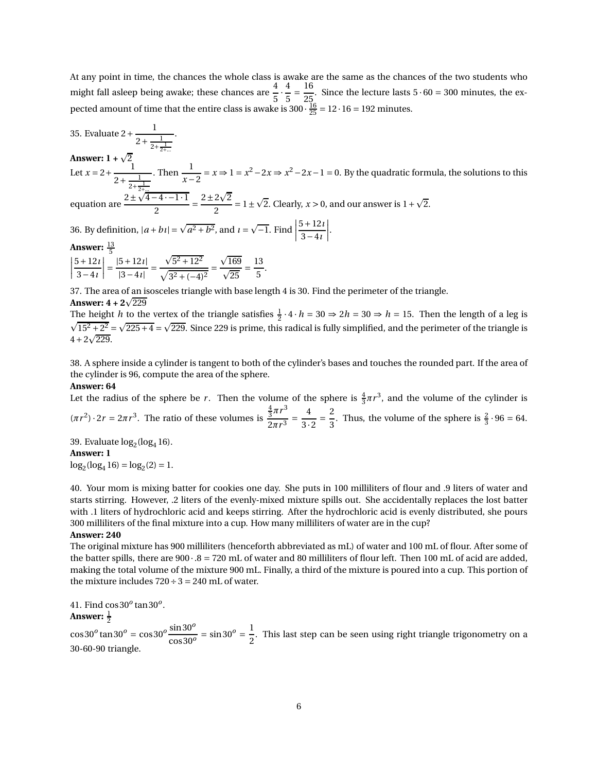At any point in time, the chances the whole class is awake are the same as the chances of the two students who might fall asleep being awake; these chances are $\frac{4}{5} \cdot \frac{4}{5} = \frac{16}{25}$. Since the lecture lasts $5 \cdot 60 = 300$ minutes, the expected amount of time that the entire class is awake is $300 \cdot \frac{16}{25} = 12 \cdot 16 = 192$ minutes.

35. Evaluate $2 + \cfrac{1}{2 + \cfrac{1}{2 + \cfrac{1}{2 + \dots}}}$.

**Answer: $1 + \sqrt{2}$**

Let $x = 2 + \cfrac{1}{2 + \cfrac{1}{2 + \cfrac{1}{2 + \dots}}}$. Then $\frac{1}{x-2} = x \Rightarrow 1 = x^2 - 2x \Rightarrow x^2 - 2x - 1 = 0$. By the quadratic formula, the solutions to this equation are $\frac{2 \pm \sqrt{4 - 4 \cdot -1 \cdot 1}}{2} = \frac{2 \pm 2\sqrt{2}}{2} = 1 \pm \sqrt{2}$. Clearly, $x > 0$, and our answer is $1 + \sqrt{2}$.

36. By definition, $|a + b\imath| = \sqrt{a^2 + b^2}$, and $\imath = \sqrt{-1}$. Find $\left|\frac{5 + 12\imath}{3 - 4\imath}\right|$.

**Answer: $\frac{13}{5}$**

$\left|\frac{5 + 12\imath}{3 - 4\imath}\right| = \frac{|5 + 12\imath|}{|3 - 4\imath|} = \frac{\sqrt{5^2 + 12^2}}{\sqrt{3^2 + (-4)^2}} = \frac{\sqrt{169}}{\sqrt{25}} = \frac{13}{5}$.

37. The area of an isosceles triangle with base length 4 is 30. Find the perimeter of the triangle.

**Answer: $4 + 2\sqrt{229}$**

The height $h$ to the vertex of the triangle satisfies $\frac{1}{2} \cdot 4 \cdot h = 30 \Rightarrow 2h = 30 \Rightarrow h = 15$. Then the length of a leg is $\sqrt{15^2 + 2^2} = \sqrt{225 + 4} = \sqrt{229}$. Since 229 is prime, this radical is fully simplified, and the perimeter of the triangle is $4 + 2\sqrt{229}$.

38. A sphere inside a cylinder is tangent to both of the cylinder's bases and touches the rounded part. If the area of the cylinder is 96, compute the area of the sphere.

**Answer: 64**

Let the radius of the sphere be $r$. Then the volume of the sphere is $\frac{4}{3}\pi r^3$, and the volume of the cylinder is $(\pi r^2) \cdot 2r = 2\pi r^3$. The ratio of these volumes is $\frac{\frac{4}{3}\pi r^3}{2\pi r^3} = \frac{4}{3 \cdot 2} = \frac{2}{3}$. Thus, the volume of the sphere is $\frac{2}{3} \cdot 96 = 64$.

39. Evaluate $\log_2(\log_4 16)$.

**Answer: 1**

$\log_2(\log_4 16) = \log_2(2) = 1$.

40. Your mom is mixing batter for cookies one day. She puts in 100 milliliters of flour and .9 liters of water and starts stirring. However, .2 liters of the evenly-mixed mixture spills out. She accidentally replaces the lost batter with .1 liters of hydrochloric acid and keeps stirring. After the hydrochloric acid is evenly distributed, she pours 300 milliliters of the final mixture into a cup. How many milliliters of water are in the cup?

**Answer: 240**

The original mixture has 900 milliliters (henceforth abbreviated as mL) of water and 100 mL of flour. After some of the batter spills, there are $900 \cdot .8 = 720$ mL of water and 80 milliliters of flour left. Then 100 mL of acid are added, making the total volume of the mixture 900 mL. Finally, a third of the mixture is poured into a cup. This portion of the mixture includes $720 \div 3 = 240$ mL of water.

41. Find $\cos 30^o \tan 30^o$.

**Answer: $\frac{1}{2}$**

$\cos 30^o \tan 30^o = \cos 30^o \frac{\sin 30^o}{\cos 30^o} = \sin 30^o = \frac{1}{2}$. This last step can be seen using right triangle trigonometry on a 30-60-90 triangle.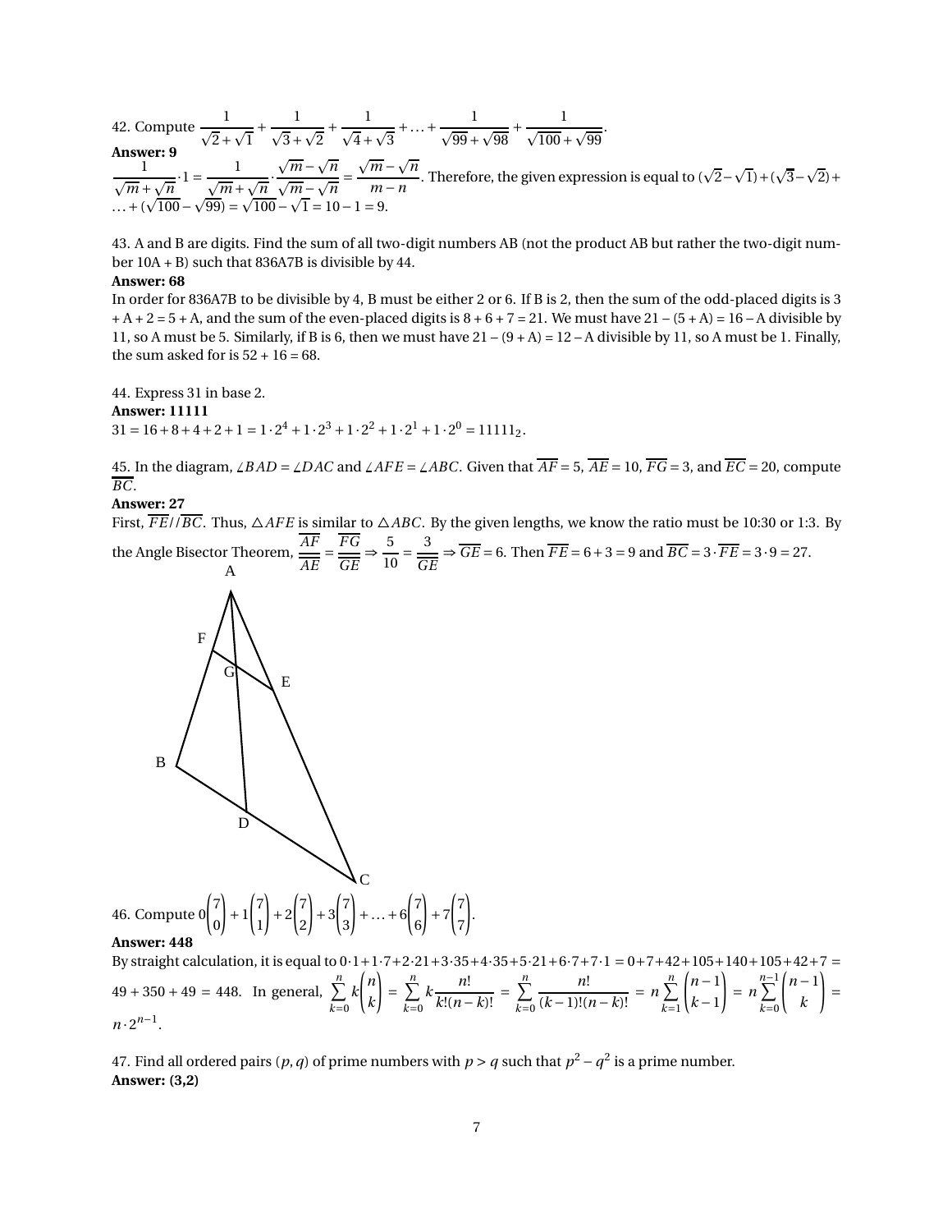42. Compute $\frac{1}{\sqrt{2}+\sqrt{1}}+\frac{1}{\sqrt{3}+\sqrt{2}}+\frac{1}{\sqrt{4}+\sqrt{3}}+\ldots+\frac{1}{\sqrt{99}+\sqrt{98}}+\frac{1}{\sqrt{100}+\sqrt{99}}$.

**Answer: 9**

$\frac{1}{\sqrt{m}+\sqrt{n}}\cdot 1=\frac{1}{\sqrt{m}+\sqrt{n}}\cdot\frac{\sqrt{m}-\sqrt{n}}{\sqrt{m}-\sqrt{n}}=\frac{\sqrt{m}-\sqrt{n}}{m-n}$. Therefore, the given expression is equal to $(\sqrt{2}-\sqrt{1})+(\sqrt{3}-\sqrt{2})+\ldots+(\sqrt{100}-\sqrt{99})=\sqrt{100}-\sqrt{1}=10-1=9$.

43. A and B are digits. Find the sum of all two-digit numbers AB (not the product AB but rather the two-digit number 10A + B) such that 836A7B is divisible by 44.

**Answer: 68**

In order for 836A7B to be divisible by 4, B must be either 2 or 6. If B is 2, then the sum of the odd-placed digits is 3 + A + 2 = 5 + A, and the sum of the even-placed digits is 8 + 6 + 7 = 21. We must have 21 – (5 + A) = 16 – A divisible by 11, so A must be 5. Similarly, if B is 6, then we must have 21 – (9 + A) = 12 – A divisible by 11, so A must be 1. Finally, the sum asked for is 52 + 16 = 68.

44. Express 31 in base 2.

**Answer: 11111**

$31=16+8+4+2+1=1\cdot 2^4+1\cdot 2^3+1\cdot 2^2+1\cdot 2^1+1\cdot 2^0=11111_2$.

45. In the diagram, $\angle BAD=\angle DAC$ and $\angle AFE=\angle ABC$. Given that $\overline{AF}=5$, $\overline{AE}=10$, $\overline{FG}=3$, and $\overline{EC}=20$, compute $\overline{BC}$.

**Answer: 27**

First, $\overline{FE}//\overline{BC}$. Thus, $\triangle AFE$ is similar to $\triangle ABC$. By the given lengths, we know the ratio must be 10:30 or 1:3. By the Angle Bisector Theorem, $\frac{\overline{AF}}{\overline{AE}}=\frac{\overline{FG}}{\overline{GE}}\Rightarrow\frac{5}{10}=\frac{3}{\overline{GE}}\Rightarrow\overline{GE}=6$. Then $\overline{FE}=6+3=9$ and $\overline{BC}=3\cdot\overline{FE}=3\cdot 9=27$.

46. Compute $0\binom{7}{0}+1\binom{7}{1}+2\binom{7}{2}+3\binom{7}{3}+\ldots+6\binom{7}{6}+7\binom{7}{7}$.

**Answer: 448**

By straight calculation, it is equal to $0\cdot 1+1\cdot 7+2\cdot 21+3\cdot 35+4\cdot 35+5\cdot 21+6\cdot 7+7\cdot 1=0+7+42+105+140+105+42+7=49+350+49=448$. In general, $\sum_{k=0}^{n}k\binom{n}{k}=\sum_{k=0}^{n}k\frac{n!}{k!(n-k)!}=\sum_{k=0}^{n}\frac{n!}{(k-1)!(n-k)!}=n\sum_{k=1}^{n}\binom{n-1}{k-1}=n\sum_{k=0}^{n-1}\binom{n-1}{k}=n\cdot 2^{n-1}$.

47. Find all ordered pairs $(p,q)$ of prime numbers with $p>q$ such that $p^2-q^2$ is a prime number.

**Answer: (3,2)**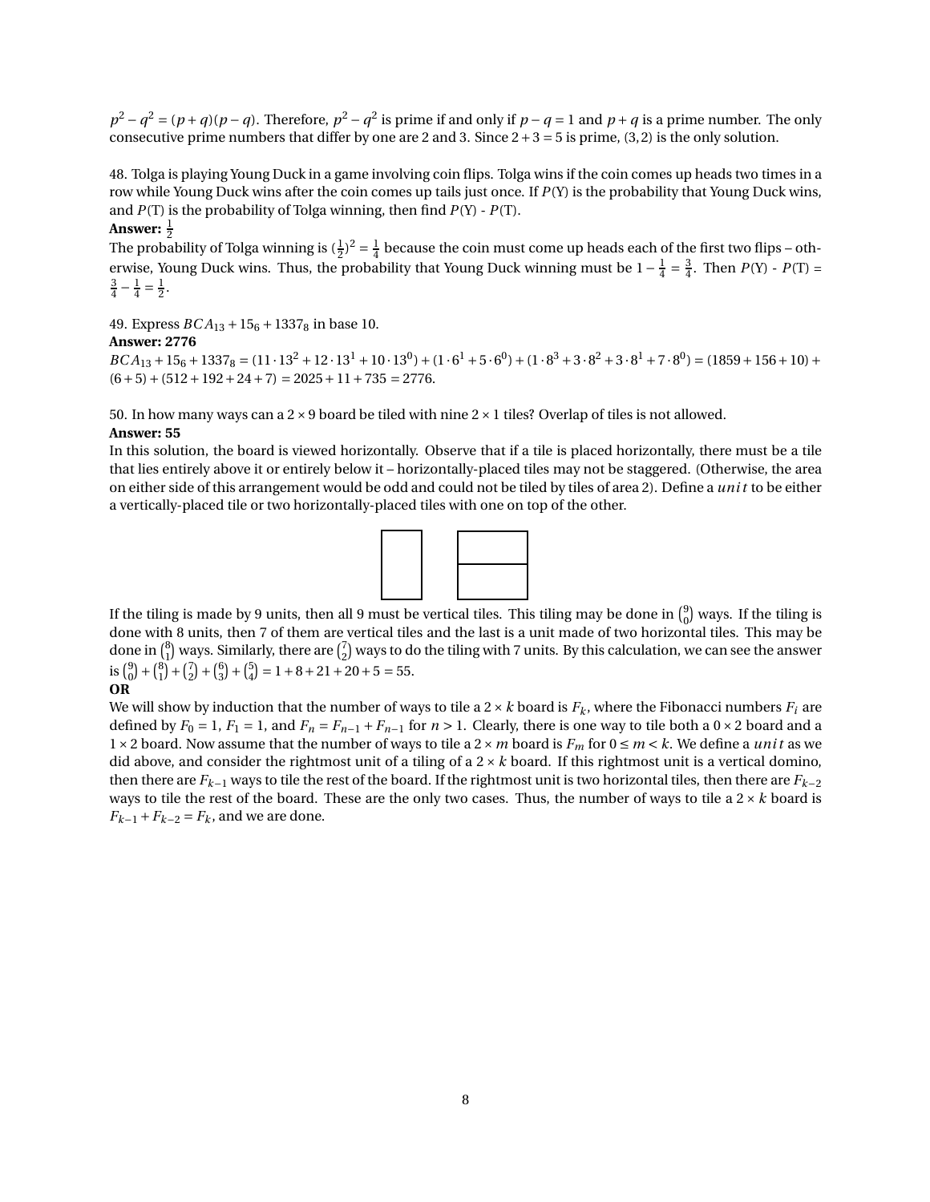$p^2 - q^2 = (p+q)(p-q)$. Therefore, $p^2 - q^2$ is prime if and only if $p - q = 1$ and $p + q$ is a prime number. The only consecutive prime numbers that differ by one are 2 and 3. Since $2+3=5$ is prime, $(3,2)$ is the only solution.

48. Tolga is playing Young Duck in a game involving coin flips. Tolga wins if the coin comes up heads two times in a row while Young Duck wins after the coin comes up tails just once. If $P$(Y) is the probability that Young Duck wins, and $P$(T) is the probability of Tolga winning, then find $P$(Y) - $P$(T).

**Answer:** $\frac{1}{2}$

The probability of Tolga winning is $(\frac{1}{2})^2 = \frac{1}{4}$ because the coin must come up heads each of the first two flips – otherwise, Young Duck wins. Thus, the probability that Young Duck winning must be $1 - \frac{1}{4} = \frac{3}{4}$. Then $P$(Y) - $P$(T) = $\frac{3}{4} - \frac{1}{4} = \frac{1}{2}$.

49. Express $BCA_{13} + 15_6 + 1337_8$ in base 10.

**Answer: 2776**

$BCA_{13} + 15_6 + 1337_8 = (11 \cdot 13^2 + 12 \cdot 13^1 + 10 \cdot 13^0) + (1 \cdot 6^1 + 5 \cdot 6^0) + (1 \cdot 8^3 + 3 \cdot 8^2 + 3 \cdot 8^1 + 7 \cdot 8^0) = (1859 + 156 + 10) + (6+5) + (512 + 192 + 24 + 7) = 2025 + 11 + 735 = 2776.$

50. In how many ways can a $2 \times 9$ board be tiled with nine $2 \times 1$ tiles? Overlap of tiles is not allowed.

**Answer: 55**

In this solution, the board is viewed horizontally. Observe that if a tile is placed horizontally, there must be a tile that lies entirely above it or entirely below it – horizontally-placed tiles may not be staggered. (Otherwise, the area on either side of this arrangement would be odd and could not be tiled by tiles of area 2). Define a *unit* to be either a vertically-placed tile or two horizontally-placed tiles with one on top of the other.

If the tiling is made by 9 units, then all 9 must be vertical tiles. This tiling may be done in $\binom{9}{0}$ ways. If the tiling is done with 8 units, then 7 of them are vertical tiles and the last is a unit made of two horizontal tiles. This may be done in $\binom{8}{1}$ ways. Similarly, there are $\binom{7}{2}$ ways to do the tiling with 7 units. By this calculation, we can see the answer is $\binom{9}{0} + \binom{8}{1} + \binom{7}{2} + \binom{6}{3} + \binom{5}{4} = 1 + 8 + 21 + 20 + 5 = 55$.

**OR**

We will show by induction that the number of ways to tile a $2 \times k$ board is $F_k$, where the Fibonacci numbers $F_i$ are defined by $F_0 = 1$, $F_1 = 1$, and $F_n = F_{n-1} + F_{n-1}$ for $n > 1$. Clearly, there is one way to tile both a $0 \times 2$ board and a $1 \times 2$ board. Now assume that the number of ways to tile a $2 \times m$ board is $F_m$ for $0 \leq m < k$. We define a *unit* as we did above, and consider the rightmost unit of a tiling of a $2 \times k$ board. If this rightmost unit is a vertical domino, then there are $F_{k-1}$ ways to tile the rest of the board. If the rightmost unit is two horizontal tiles, then there are $F_{k-2}$ ways to tile the rest of the board. These are the only two cases. Thus, the number of ways to tile a $2 \times k$ board is $F_{k-1} + F_{k-2} = F_k$, and we are done.